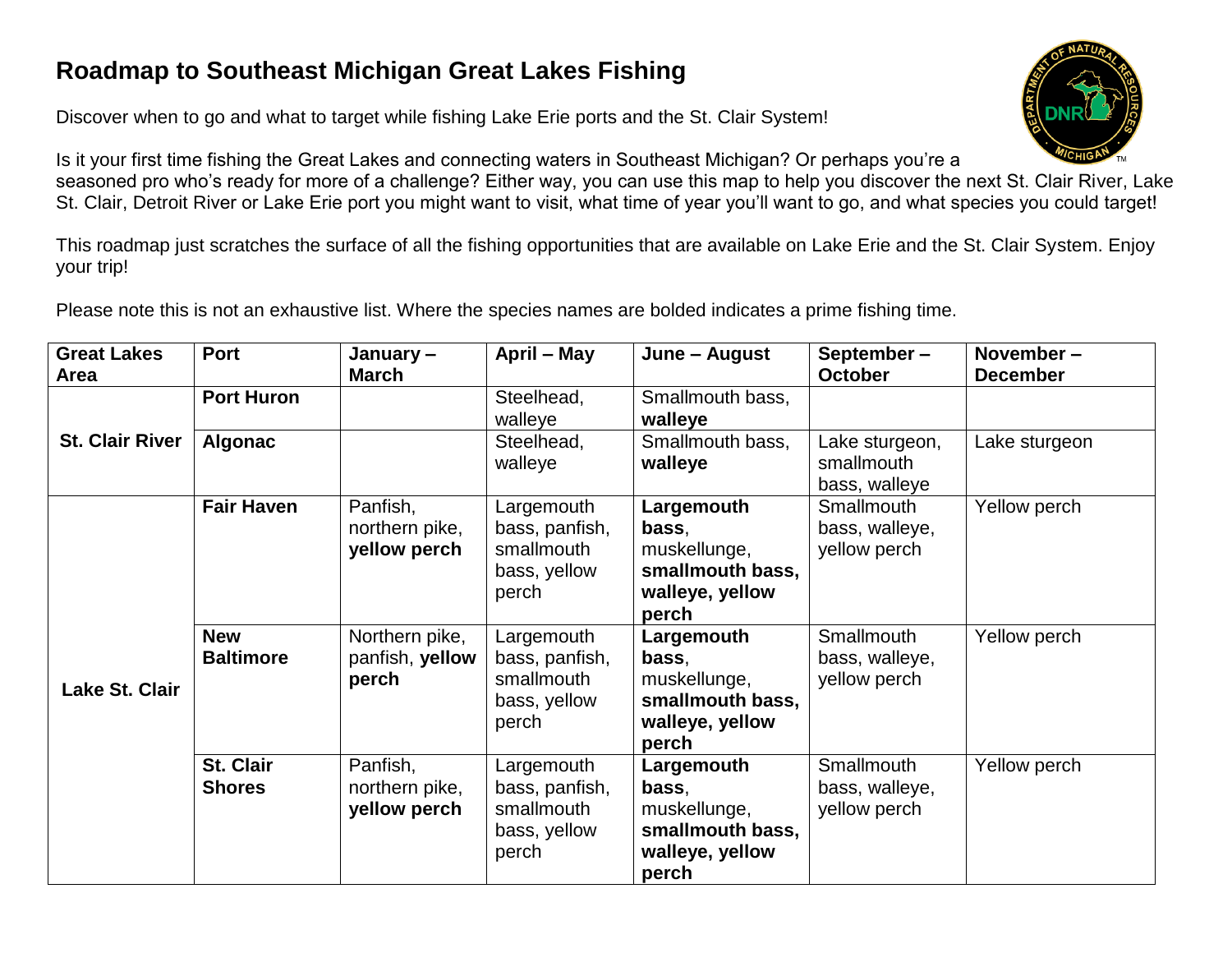# Roadmap to Southeast Michigan Great Lakes Fishing

Discover when to go and what to target while fishing Lake Erie ports and the St. Clair System!

Is it your first time fishing the Great Lakes and connecting waters in Southeast Michigan? Or perhaps you're a seasoned pro who's ready for more of a challenge? Either way, you can use this map to help you discover the next St. Clair River, Lake St. Clair, Detroit River or Lake Erie port you might want to visit, what time of year you'll want to go, and what species you could target!

This roadmap just scratches the surface of all the fishing opportunities that are available on Lake Erie and the St. Clair System. Enjoy your trip!

Please note this is not an exhaustive list. Where the species names are bolded indicates a prime fishing time.

| Great Lakes Area | Port | January – March | April – May | June – August | September – October | November – December |
|---|---|---|---|---|---|---|
| **St. Clair River** | **Port Huron** | | Steelhead, walleye | Smallmouth bass, **walleye** | | |
| | **Algonac** | | Steelhead, walleye | Smallmouth bass, **walleye** | Lake sturgeon, smallmouth bass, walleye | Lake sturgeon |
| **Lake St. Clair** | **Fair Haven** | Panfish, northern pike, **yellow perch** | Largemouth bass, panfish, smallmouth bass, yellow perch | **Largemouth bass**, muskellunge, **smallmouth bass, walleye, yellow perch** | Smallmouth bass, walleye, yellow perch | Yellow perch |
| | **New Baltimore** | Northern pike, panfish, **yellow perch** | Largemouth bass, panfish, smallmouth bass, yellow perch | **Largemouth bass**, muskellunge, **smallmouth bass, walleye, yellow perch** | Smallmouth bass, walleye, yellow perch | Yellow perch |
| | **St. Clair Shores** | Panfish, northern pike, **yellow perch** | Largemouth bass, panfish, smallmouth bass, yellow perch | **Largemouth bass**, muskellunge, **smallmouth bass, walleye, yellow perch** | Smallmouth bass, walleye, yellow perch | Yellow perch |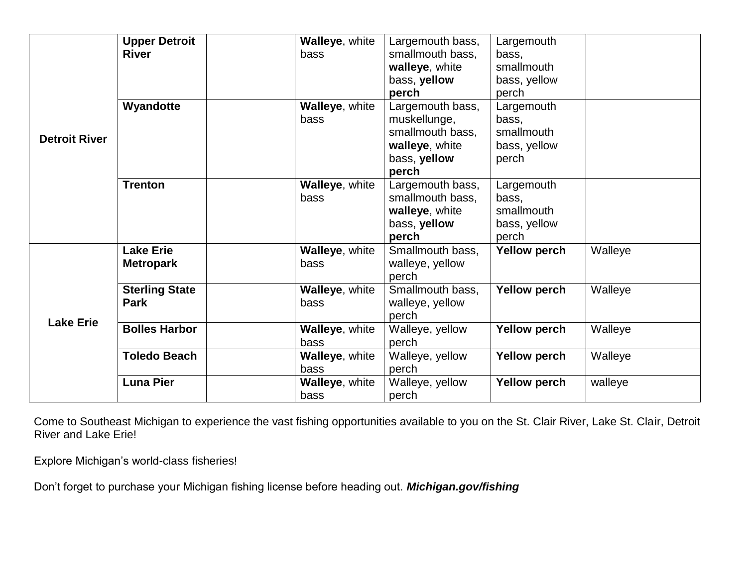| | | | | | | |
|---|---|---|---|---|---|---|
| **Detroit River** | **Upper Detroit River** | | **Walleye**, white bass | Largemouth bass, smallmouth bass, **walleye**, white bass, **yellow perch** | Largemouth bass, smallmouth bass, yellow perch | |
| | **Wyandotte** | | **Walleye**, white bass | Largemouth bass, muskellunge, smallmouth bass, **walleye**, white bass, **yellow perch** | Largemouth bass, smallmouth bass, yellow perch | |
| | **Trenton** | | **Walleye**, white bass | Largemouth bass, smallmouth bass, **walleye**, white bass, **yellow perch** | Largemouth bass, smallmouth bass, yellow perch | |
| **Lake Erie** | **Lake Erie Metropark** | | **Walleye**, white bass | Smallmouth bass, walleye, yellow perch | **Yellow perch** | Walleye |
| | **Sterling State Park** | | **Walleye**, white bass | Smallmouth bass, walleye, yellow perch | **Yellow perch** | Walleye |
| | **Bolles Harbor** | | **Walleye**, white bass | Walleye, yellow perch | **Yellow perch** | Walleye |
| | **Toledo Beach** | | **Walleye**, white bass | Walleye, yellow perch | **Yellow perch** | Walleye |
| | **Luna Pier** | | **Walleye**, white bass | Walleye, yellow perch | **Yellow perch** | walleye |

Come to Southeast Michigan to experience the vast fishing opportunities available to you on the St. Clair River, Lake St. Clair, Detroit River and Lake Erie!

Explore Michigan's world-class fisheries!

Don't forget to purchase your Michigan fishing license before heading out. ***Michigan.gov/fishing***